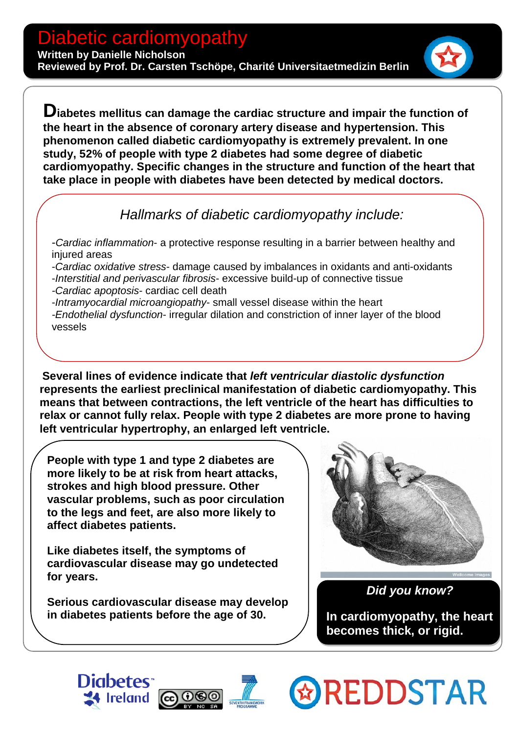# Diabetic cardiomyopathy

**Written by Danielle Nicholson**
**Reviewed by Prof. Dr. Carsten Tschöpe, Charité Universitaetmedizin Berlin**

**Diabetes mellitus can damage the cardiac structure and impair the function of the heart in the absence of coronary artery disease and hypertension. This phenomenon called diabetic cardiomyopathy is extremely prevalent. In one study, 52% of people with type 2 diabetes had some degree of diabetic cardiomyopathy. Specific changes in the structure and function of the heart that take place in people with diabetes have been detected by medical doctors.**

## *Hallmarks of diabetic cardiomyopathy include:*

-*Cardiac inflammation*- a protective response resulting in a barrier between healthy and injured areas
-*Cardiac oxidative stress*- damage caused by imbalances in oxidants and anti-oxidants
-*Interstitial and perivascular fibrosis*- excessive build-up of connective tissue
-*Cardiac apoptosis*- cardiac cell death
-*Intramyocardial microangiopathy*- small vessel disease within the heart
-*Endothelial dysfunction*- irregular dilation and constriction of inner layer of the blood vessels

**Several lines of evidence indicate that *left ventricular diastolic dysfunction* represents the earliest preclinical manifestation of diabetic cardiomyopathy. This means that between contractions, the left ventricle of the heart has difficulties to relax or cannot fully relax. People with type 2 diabetes are more prone to having left ventricular hypertrophy, an enlarged left ventricle.**

**People with type 1 and type 2 diabetes are more likely to be at risk from heart attacks, strokes and high blood pressure. Other vascular problems, such as poor circulation to the legs and feet, are also more likely to affect diabetes patients.**

**Like diabetes itself, the symptoms of cardiovascular disease may go undetected for years.**

**Serious cardiovascular disease may develop in diabetes patients before the age of 30.**

Wellcome Images

***Did you know?***

**In cardiomyopathy, the heart becomes thick, or rigid.**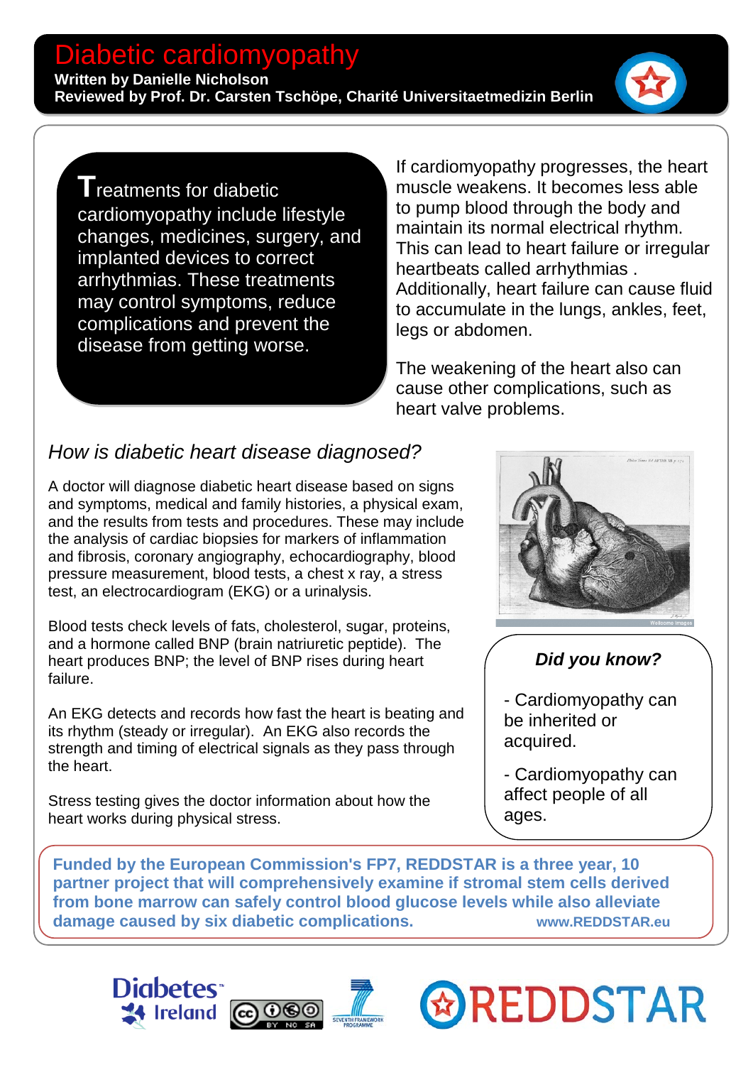# Diabetic cardiomyopathy

**Written by Danielle Nicholson**
**Reviewed by Prof. Dr. Carsten Tschöpe, Charité Universitaetmedizin Berlin**

Treatments for diabetic cardiomyopathy include lifestyle changes, medicines, surgery, and implanted devices to correct arrhythmias. These treatments may control symptoms, reduce complications and prevent the disease from getting worse.

If cardiomyopathy progresses, the heart muscle weakens. It becomes less able to pump blood through the body and maintain its normal electrical rhythm. This can lead to heart failure or irregular heartbeats called arrhythmias . Additionally, heart failure can cause fluid to accumulate in the lungs, ankles, feet, legs or abdomen.

The weakening of the heart also can cause other complications, such as heart valve problems.

## *How is diabetic heart disease diagnosed?*

A doctor will diagnose diabetic heart disease based on signs and symptoms, medical and family histories, a physical exam, and the results from tests and procedures. These may include the analysis of cardiac biopsies for markers of inflammation and fibrosis, coronary angiography, echocardiography, blood pressure measurement, blood tests, a chest x ray, a stress test, an electrocardiogram (EKG) or a urinalysis.

Blood tests check levels of fats, cholesterol, sugar, proteins, and a hormone called BNP (brain natriuretic peptide). The heart produces BNP; the level of BNP rises during heart failure.

An EKG detects and records how fast the heart is beating and its rhythm (steady or irregular). An EKG also records the strength and timing of electrical signals as they pass through the heart.

Stress testing gives the doctor information about how the heart works during physical stress.

Wellcome Images

***Did you know?***

- Cardiomyopathy can be inherited or acquired.

- Cardiomyopathy can affect people of all ages.

**Funded by the European Commission's FP7, REDDSTAR is a three year, 10 partner project that will comprehensively examine if stromal stem cells derived from bone marrow can safely control blood glucose levels while also alleviate damage caused by six diabetic complications.** **www.REDDSTAR.eu**